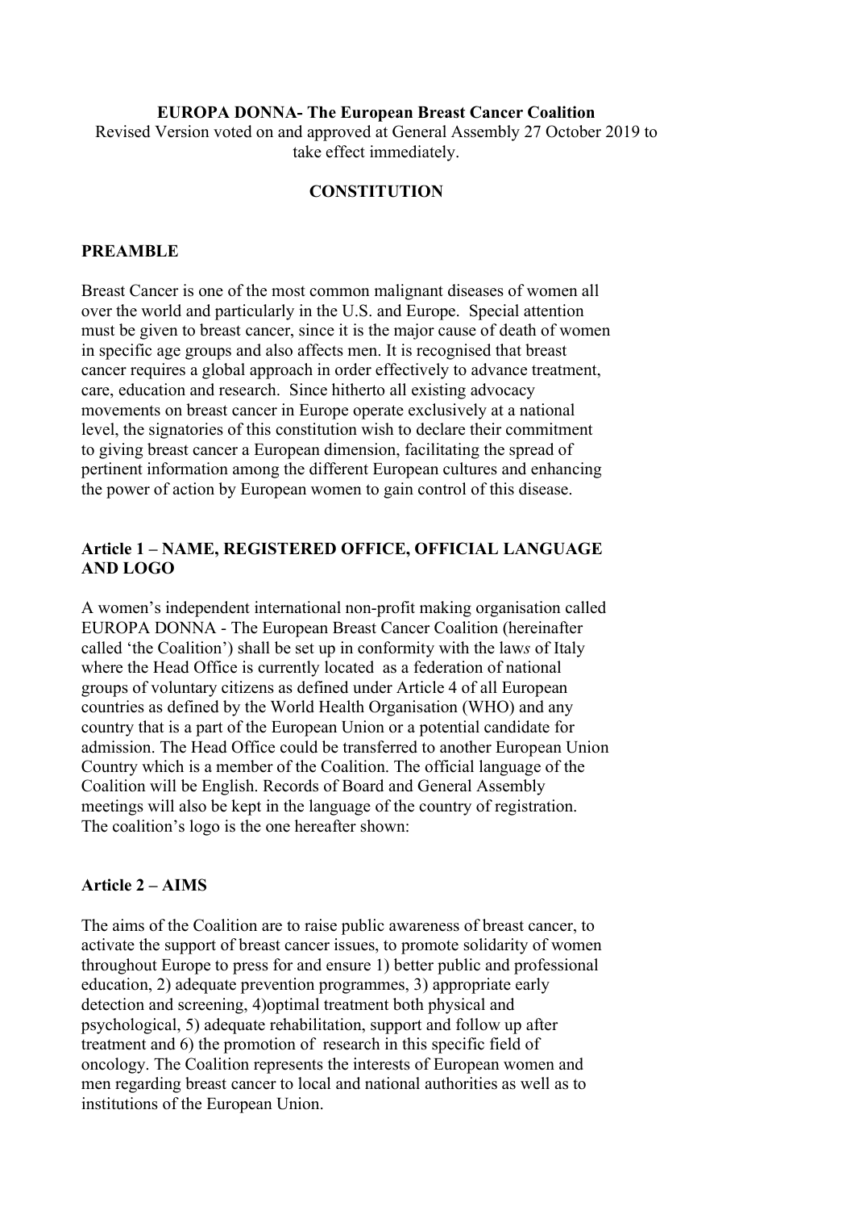**EUROPA DONNA- The European Breast Cancer Coalition**

Revised Version voted on and approved at General Assembly 27 October 2019 to take effect immediately.

**CONSTITUTION**

## PREAMBLE

Breast Cancer is one of the most common malignant diseases of women all over the world and particularly in the U.S. and Europe. Special attention must be given to breast cancer, since it is the major cause of death of women in specific age groups and also affects men. It is recognised that breast cancer requires a global approach in order effectively to advance treatment, care, education and research. Since hitherto all existing advocacy movements on breast cancer in Europe operate exclusively at a national level, the signatories of this constitution wish to declare their commitment to giving breast cancer a European dimension, facilitating the spread of pertinent information among the different European cultures and enhancing the power of action by European women to gain control of this disease.

## Article 1 – NAME, REGISTERED OFFICE, OFFICIAL LANGUAGE AND LOGO

A women's independent international non-profit making organisation called EUROPA DONNA - The European Breast Cancer Coalition (hereinafter called 'the Coalition') shall be set up in conformity with the law*s* of Italy where the Head Office is currently located as a federation of national groups of voluntary citizens as defined under Article 4 of all European countries as defined by the World Health Organisation (WHO) and any country that is a part of the European Union or a potential candidate for admission. The Head Office could be transferred to another European Union Country which is a member of the Coalition. The official language of the Coalition will be English. Records of Board and General Assembly meetings will also be kept in the language of the country of registration. The coalition's logo is the one hereafter shown:

## Article 2 – AIMS

The aims of the Coalition are to raise public awareness of breast cancer, to activate the support of breast cancer issues, to promote solidarity of women throughout Europe to press for and ensure 1) better public and professional education, 2) adequate prevention programmes, 3) appropriate early detection and screening, 4)optimal treatment both physical and psychological, 5) adequate rehabilitation, support and follow up after treatment and 6) the promotion of research in this specific field of oncology. The Coalition represents the interests of European women and men regarding breast cancer to local and national authorities as well as to institutions of the European Union.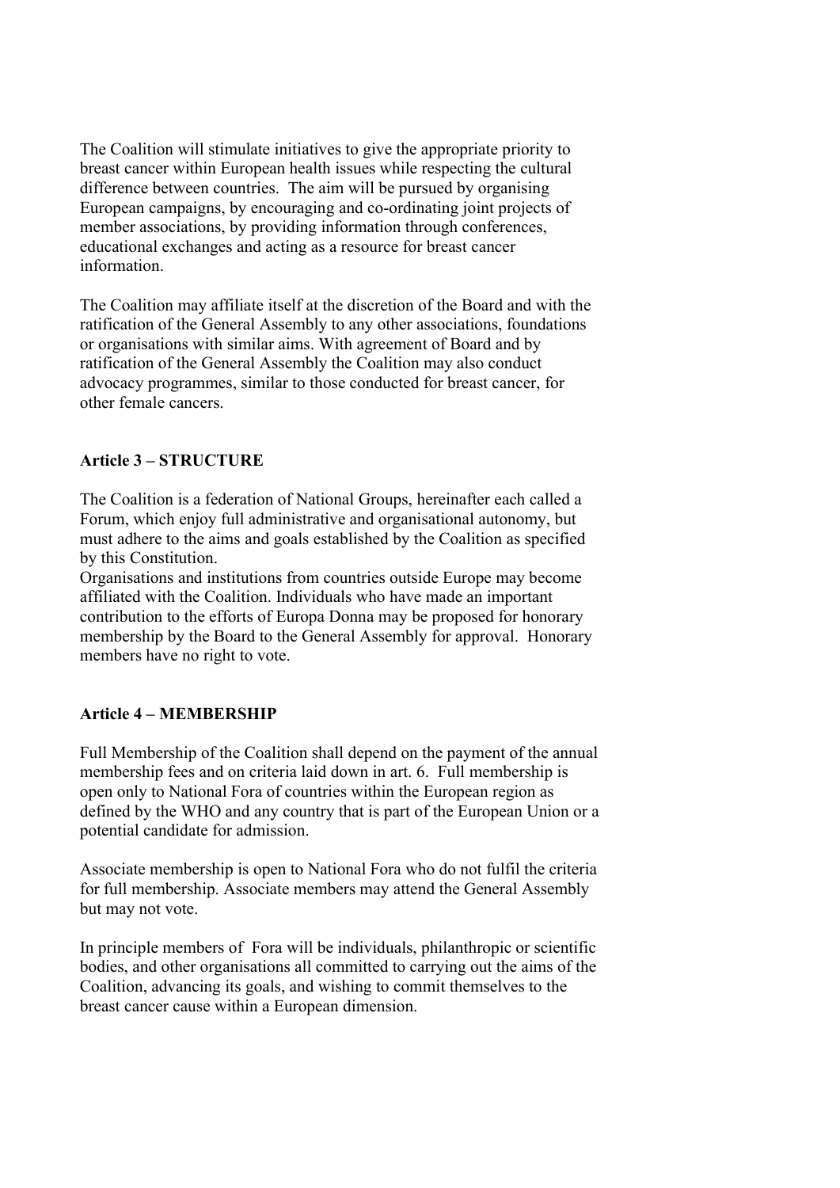The Coalition will stimulate initiatives to give the appropriate priority to breast cancer within European health issues while respecting the cultural difference between countries. The aim will be pursued by organising European campaigns, by encouraging and co-ordinating joint projects of member associations, by providing information through conferences, educational exchanges and acting as a resource for breast cancer information.

The Coalition may affiliate itself at the discretion of the Board and with the ratification of the General Assembly to any other associations, foundations or organisations with similar aims. With agreement of Board and by ratification of the General Assembly the Coalition may also conduct advocacy programmes, similar to those conducted for breast cancer, for other female cancers.

**Article 3 – STRUCTURE**

The Coalition is a federation of National Groups, hereinafter each called a Forum, which enjoy full administrative and organisational autonomy, but must adhere to the aims and goals established by the Coalition as specified by this Constitution.
Organisations and institutions from countries outside Europe may become affiliated with the Coalition. Individuals who have made an important contribution to the efforts of Europa Donna may be proposed for honorary membership by the Board to the General Assembly for approval. Honorary members have no right to vote.

**Article 4 – MEMBERSHIP**

Full Membership of the Coalition shall depend on the payment of the annual membership fees and on criteria laid down in art. 6. Full membership is open only to National Fora of countries within the European region as defined by the WHO and any country that is part of the European Union or a potential candidate for admission.

Associate membership is open to National Fora who do not fulfil the criteria for full membership. Associate members may attend the General Assembly but may not vote.

In principle members of Fora will be individuals, philanthropic or scientific bodies, and other organisations all committed to carrying out the aims of the Coalition, advancing its goals, and wishing to commit themselves to the breast cancer cause within a European dimension.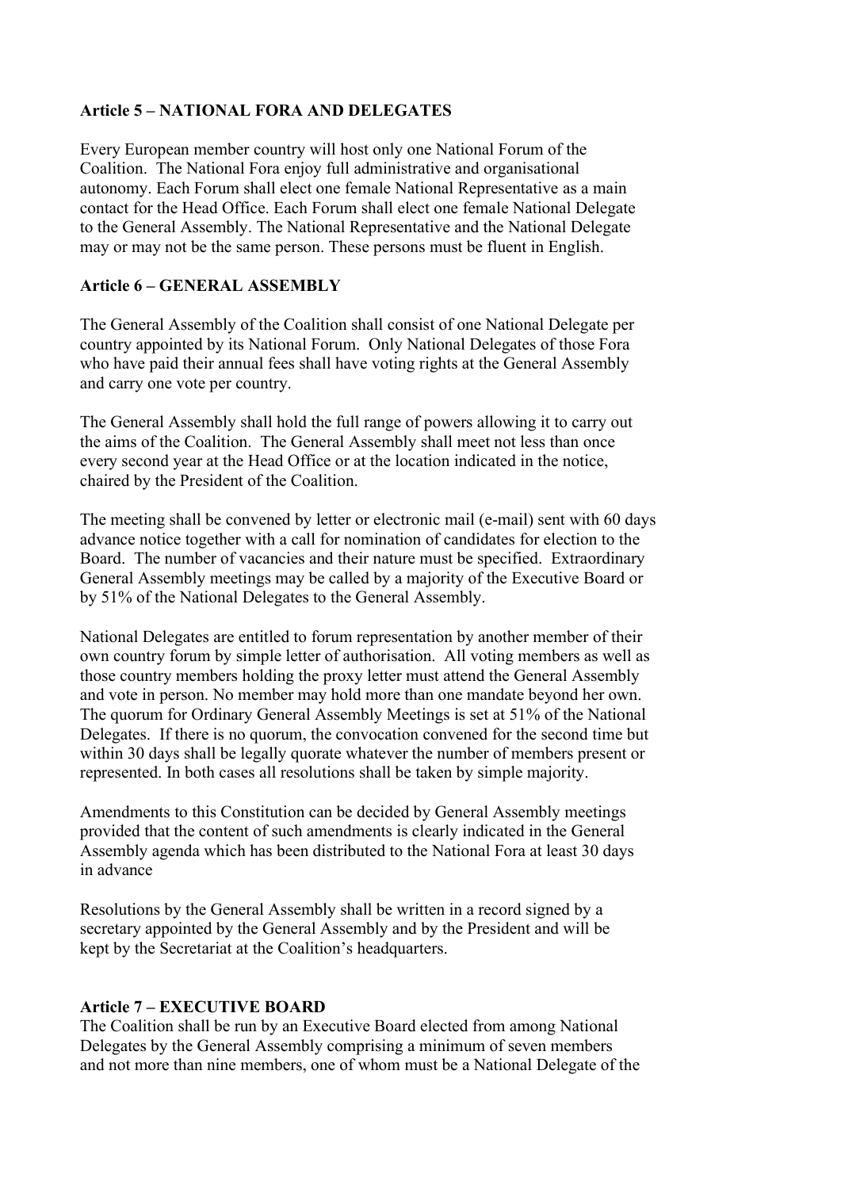### Article 5 – NATIONAL FORA AND DELEGATES

Every European member country will host only one National Forum of the Coalition. The National Fora enjoy full administrative and organisational autonomy. Each Forum shall elect one female National Representative as a main contact for the Head Office. Each Forum shall elect one female National Delegate to the General Assembly. The National Representative and the National Delegate may or may not be the same person. These persons must be fluent in English.

### Article 6 – GENERAL ASSEMBLY

The General Assembly of the Coalition shall consist of one National Delegate per country appointed by its National Forum. Only National Delegates of those Fora who have paid their annual fees shall have voting rights at the General Assembly and carry one vote per country.

The General Assembly shall hold the full range of powers allowing it to carry out the aims of the Coalition. The General Assembly shall meet not less than once every second year at the Head Office or at the location indicated in the notice, chaired by the President of the Coalition.

The meeting shall be convened by letter or electronic mail (e-mail) sent with 60 days advance notice together with a call for nomination of candidates for election to the Board. The number of vacancies and their nature must be specified. Extraordinary General Assembly meetings may be called by a majority of the Executive Board or by 51% of the National Delegates to the General Assembly.

National Delegates are entitled to forum representation by another member of their own country forum by simple letter of authorisation. All voting members as well as those country members holding the proxy letter must attend the General Assembly and vote in person. No member may hold more than one mandate beyond her own. The quorum for Ordinary General Assembly Meetings is set at 51% of the National Delegates. If there is no quorum, the convocation convened for the second time but within 30 days shall be legally quorate whatever the number of members present or represented. In both cases all resolutions shall be taken by simple majority.

Amendments to this Constitution can be decided by General Assembly meetings provided that the content of such amendments is clearly indicated in the General Assembly agenda which has been distributed to the National Fora at least 30 days in advance

Resolutions by the General Assembly shall be written in a record signed by a secretary appointed by the General Assembly and by the President and will be kept by the Secretariat at the Coalition's headquarters.

### Article 7 – EXECUTIVE BOARD

The Coalition shall be run by an Executive Board elected from among National Delegates by the General Assembly comprising a minimum of seven members and not more than nine members, one of whom must be a National Delegate of the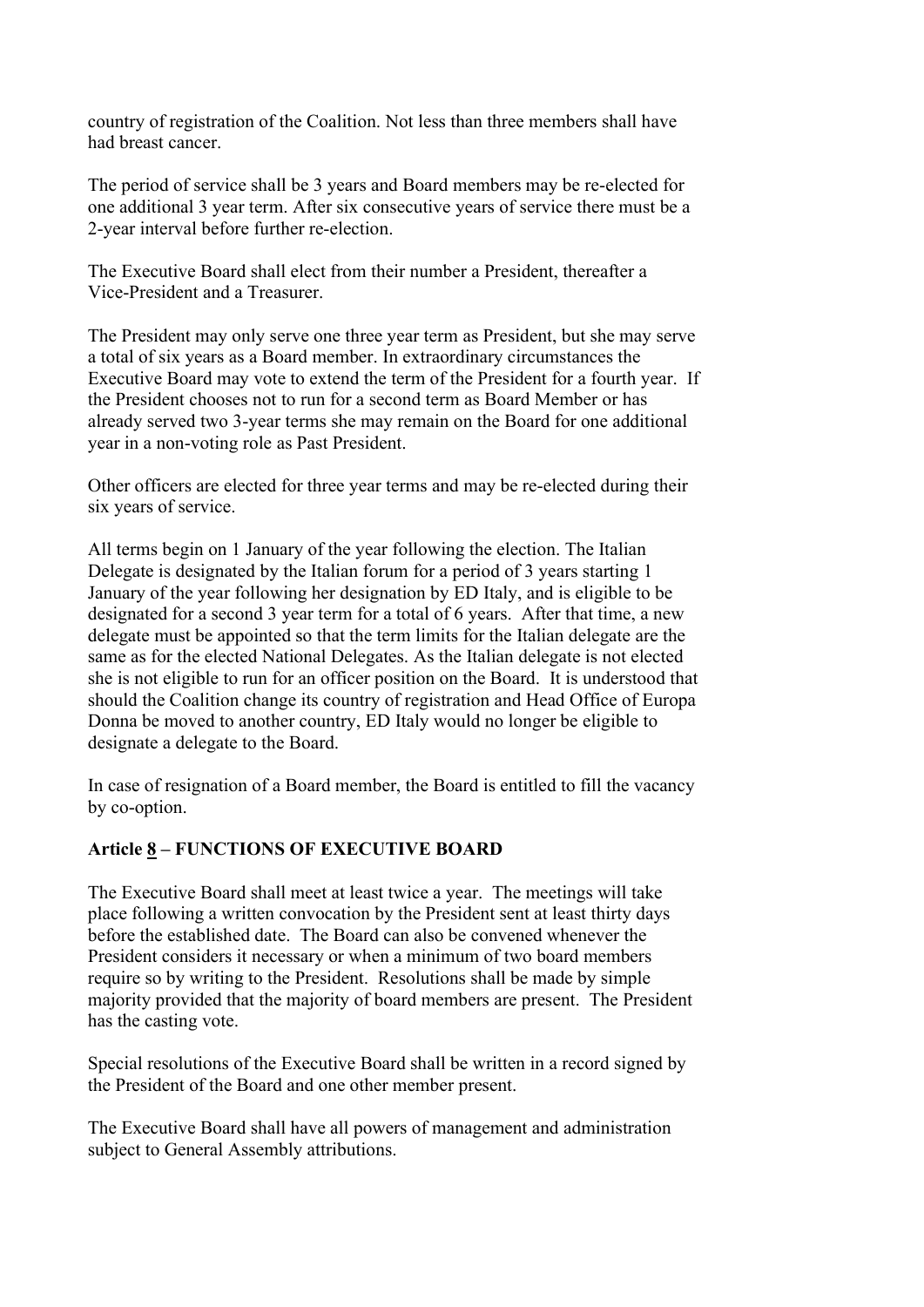country of registration of the Coalition. Not less than three members shall have had breast cancer.

The period of service shall be 3 years and Board members may be re-elected for one additional 3 year term. After six consecutive years of service there must be a 2-year interval before further re-election.

The Executive Board shall elect from their number a President, thereafter a Vice-President and a Treasurer.

The President may only serve one three year term as President, but she may serve a total of six years as a Board member. In extraordinary circumstances the Executive Board may vote to extend the term of the President for a fourth year. If the President chooses not to run for a second term as Board Member or has already served two 3-year terms she may remain on the Board for one additional year in a non-voting role as Past President.

Other officers are elected for three year terms and may be re-elected during their six years of service.

All terms begin on 1 January of the year following the election. The Italian Delegate is designated by the Italian forum for a period of 3 years starting 1 January of the year following her designation by ED Italy, and is eligible to be designated for a second 3 year term for a total of 6 years. After that time, a new delegate must be appointed so that the term limits for the Italian delegate are the same as for the elected National Delegates. As the Italian delegate is not elected she is not eligible to run for an officer position on the Board. It is understood that should the Coalition change its country of registration and Head Office of Europa Donna be moved to another country, ED Italy would no longer be eligible to designate a delegate to the Board.

In case of resignation of a Board member, the Board is entitled to fill the vacancy by co-option.

**Article 8 – FUNCTIONS OF EXECUTIVE BOARD**

The Executive Board shall meet at least twice a year. The meetings will take place following a written convocation by the President sent at least thirty days before the established date. The Board can also be convened whenever the President considers it necessary or when a minimum of two board members require so by writing to the President. Resolutions shall be made by simple majority provided that the majority of board members are present. The President has the casting vote.

Special resolutions of the Executive Board shall be written in a record signed by the President of the Board and one other member present.

The Executive Board shall have all powers of management and administration subject to General Assembly attributions.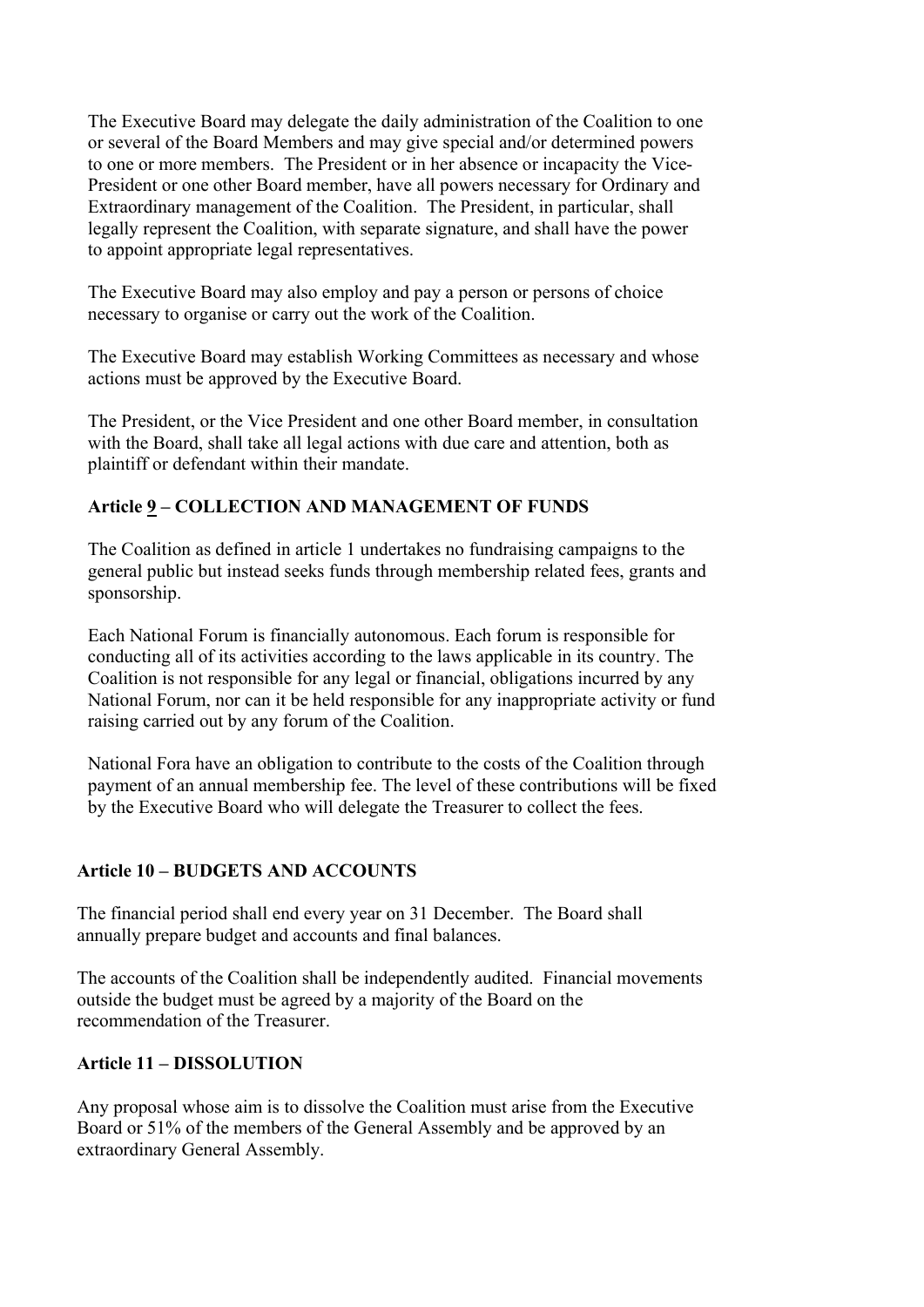The Executive Board may delegate the daily administration of the Coalition to one or several of the Board Members and may give special and/or determined powers to one or more members. The President or in her absence or incapacity the Vice-President or one other Board member, have all powers necessary for Ordinary and Extraordinary management of the Coalition. The President, in particular, shall legally represent the Coalition, with separate signature, and shall have the power to appoint appropriate legal representatives.

The Executive Board may also employ and pay a person or persons of choice necessary to organise or carry out the work of the Coalition.

The Executive Board may establish Working Committees as necessary and whose actions must be approved by the Executive Board.

The President, or the Vice President and one other Board member, in consultation with the Board, shall take all legal actions with due care and attention, both as plaintiff or defendant within their mandate.

### Article 9 – COLLECTION AND MANAGEMENT OF FUNDS

The Coalition as defined in article 1 undertakes no fundraising campaigns to the general public but instead seeks funds through membership related fees, grants and sponsorship.

Each National Forum is financially autonomous. Each forum is responsible for conducting all of its activities according to the laws applicable in its country. The Coalition is not responsible for any legal or financial, obligations incurred by any National Forum, nor can it be held responsible for any inappropriate activity or fund raising carried out by any forum of the Coalition.

National Fora have an obligation to contribute to the costs of the Coalition through payment of an annual membership fee. The level of these contributions will be fixed by the Executive Board who will delegate the Treasurer to collect the fees.

### Article 10 – BUDGETS AND ACCOUNTS

The financial period shall end every year on 31 December. The Board shall annually prepare budget and accounts and final balances.

The accounts of the Coalition shall be independently audited. Financial movements outside the budget must be agreed by a majority of the Board on the recommendation of the Treasurer.

### Article 11 – DISSOLUTION

Any proposal whose aim is to dissolve the Coalition must arise from the Executive Board or 51% of the members of the General Assembly and be approved by an extraordinary General Assembly.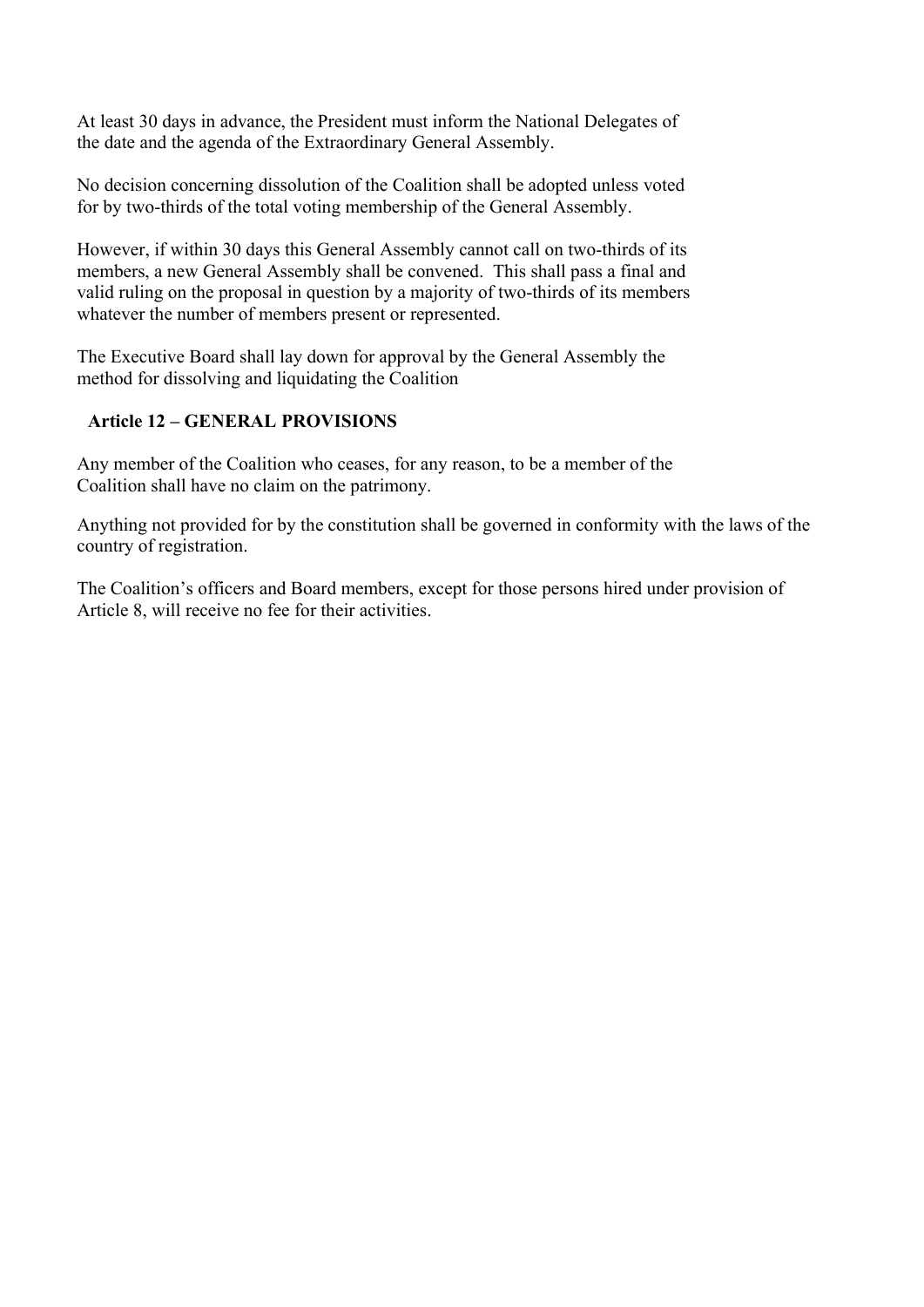At least 30 days in advance, the President must inform the National Delegates of the date and the agenda of the Extraordinary General Assembly.

No decision concerning dissolution of the Coalition shall be adopted unless voted for by two-thirds of the total voting membership of the General Assembly.

However, if within 30 days this General Assembly cannot call on two-thirds of its members, a new General Assembly shall be convened. This shall pass a final and valid ruling on the proposal in question by a majority of two-thirds of its members whatever the number of members present or represented.

The Executive Board shall lay down for approval by the General Assembly the method for dissolving and liquidating the Coalition

## Article 12 – GENERAL PROVISIONS

Any member of the Coalition who ceases, for any reason, to be a member of the Coalition shall have no claim on the patrimony.

Anything not provided for by the constitution shall be governed in conformity with the laws of the country of registration.

The Coalition's officers and Board members, except for those persons hired under provision of Article 8, will receive no fee for their activities.